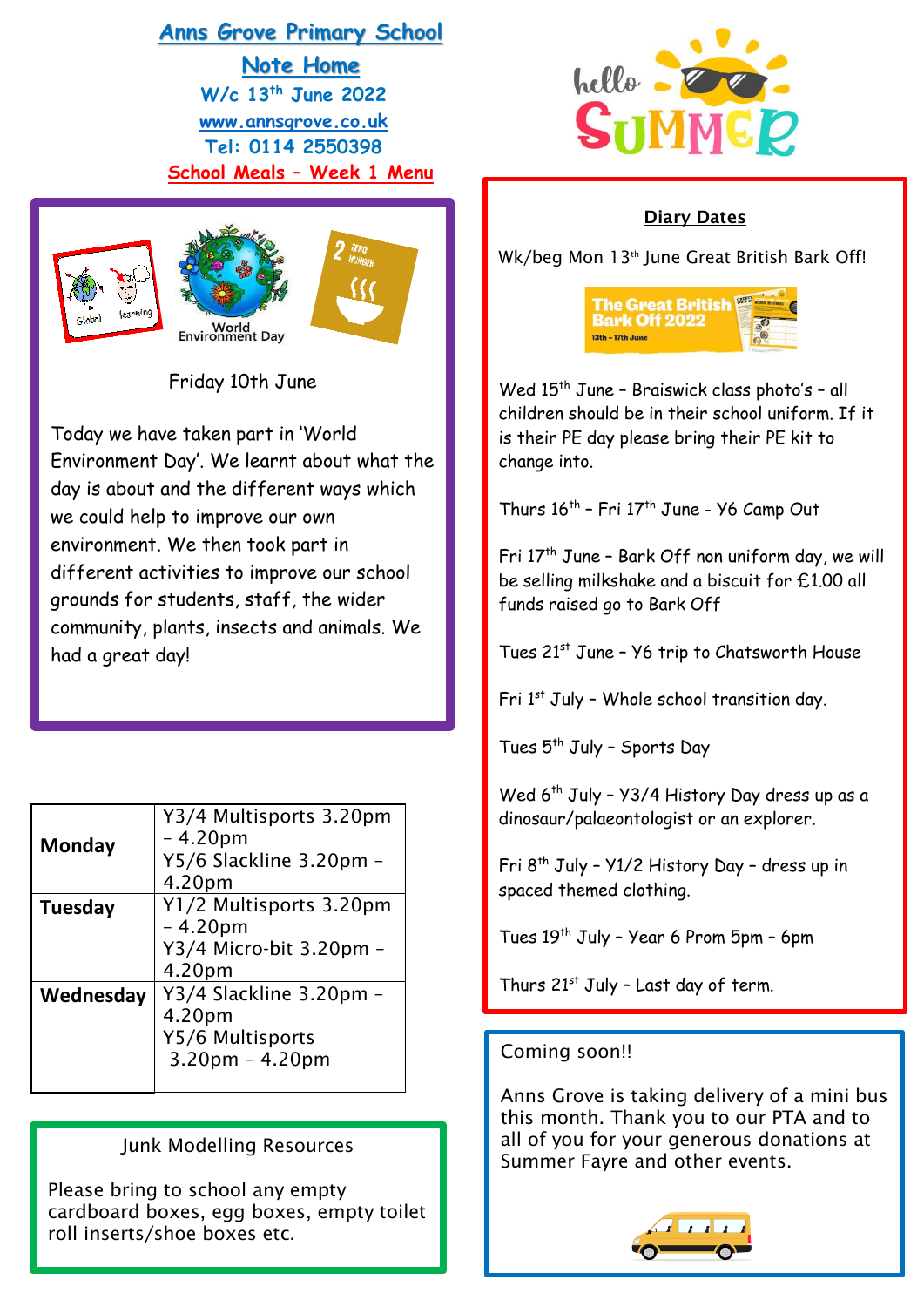# Anns Grove Primary School

## Note Home

**W/c 13th June 2022**

www.annsgrove.co.uk

Tel: 0114 2550398

**School Meals – Week 1 Menu**

Friday 10th June

Today we have taken part in 'World Environment Day'. We learnt about what the day is about and the different ways which we could help to improve our own environment. We then took part in different activities to improve our school grounds for students, staff, the wider community, plants, insects and animals. We had a great day!

| | |
|---|---|
| **Monday** | Y3/4 Multisports 3.20pm – 4.20pm<br>Y5/6 Slackline 3.20pm – 4.20pm |
| **Tuesday** | Y1/2 Multisports 3.20pm – 4.20pm<br>Y3/4 Micro-bit 3.20pm – 4.20pm |
| **Wednesday** | Y3/4 Slackline 3.20pm – 4.20pm<br>Y5/6 Multisports 3.20pm – 4.20pm |

### Junk Modelling Resources

Please bring to school any empty cardboard boxes, egg boxes, empty toilet roll inserts/shoe boxes etc.

### Diary Dates

Wk/beg Mon 13th June Great British Bark Off!

Wed 15th June – Braiswick class photo's – all children should be in their school uniform. If it is their PE day please bring their PE kit to change into.

Thurs 16th – Fri 17th June - Y6 Camp Out

Fri 17th June – Bark Off non uniform day, we will be selling milkshake and a biscuit for £1.00 all funds raised go to Bark Off

Tues 21st June – Y6 trip to Chatsworth House

Fri 1st July – Whole school transition day.

Tues 5th July – Sports Day

Wed 6th July – Y3/4 History Day dress up as a dinosaur/palaeontologist or an explorer.

Fri 8th July – Y1/2 History Day – dress up in spaced themed clothing.

Tues 19th July – Year 6 Prom 5pm – 6pm

Thurs 21st July – Last day of term.

Coming soon!!

Anns Grove is taking delivery of a mini bus this month. Thank you to our PTA and to all of you for your generous donations at Summer Fayre and other events.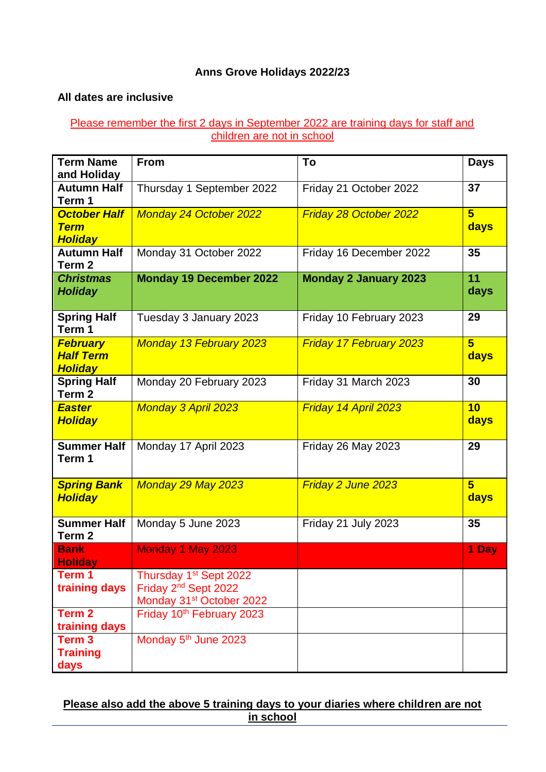**Anns Grove Holidays 2022/23**

**All dates are inclusive**

Please remember the first 2 days in September 2022 are training days for staff and children are not in school

| Term Name and Holiday | From | To | Days |
|---|---|---|---|
| **Autumn Half Term 1** | Thursday 1 September 2022 | Friday 21 October 2022 | **37** |
| ***October Half Term Holiday*** | *Monday 24 October 2022* | *Friday 28 October 2022* | **5 days** |
| **Autumn Half Term 2** | Monday 31 October 2022 | Friday 16 December 2022 | **35** |
| ***Christmas Holiday*** | **Monday 19 December 2022** | **Monday 2 January 2023** | **11 days** |
| **Spring Half Term 1** | Tuesday 3 January 2023 | Friday 10 February 2023 | **29** |
| ***February Half Term Holiday*** | *Monday 13 February 2023* | *Friday 17 February 2023* | **5 days** |
| **Spring Half Term 2** | Monday 20 February 2023 | Friday 31 March 2023 | **30** |
| ***Easter Holiday*** | *Monday 3 April 2023* | *Friday 14 April 2023* | **10 days** |
| **Summer Half Term 1** | Monday 17 April 2023 | Friday 26 May 2023 | **29** |
| ***Spring Bank Holiday*** | *Monday 29 May 2023* | *Friday 2 June 2023* | **5 days** |
| **Summer Half Term 2** | Monday 5 June 2023 | Friday 21 July 2023 | **35** |
| **Bank Holiday** | Monday 1 May 2023 | | **1 Day** |
| **Term 1 training days** | Thursday 1st Sept 2022<br>Friday 2nd Sept 2022<br>Monday 31st October 2022 | | |
| **Term 2 training days** | Friday 10th February 2023 | | |
| **Term 3 Training days** | Monday 5th June 2023 | | |

**Please also add the above 5 training days to your diaries where children are not in school**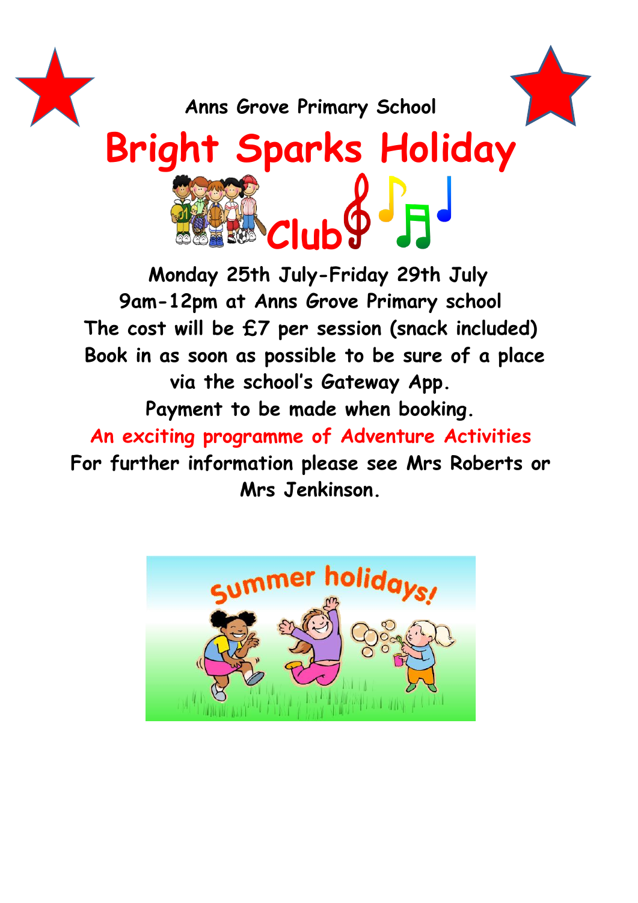Anns Grove Primary School

# Bright Sparks Holiday Club

**Monday 25th July-Friday 29th July**

**9am-12pm at Anns Grove Primary school**

**The cost will be £7 per session (snack included)**

**Book in as soon as possible to be sure of a place via the school's Gateway App.**

**Payment to be made when booking.**

**An exciting programme of Adventure Activities**

**For further information please see Mrs Roberts or Mrs Jenkinson.**